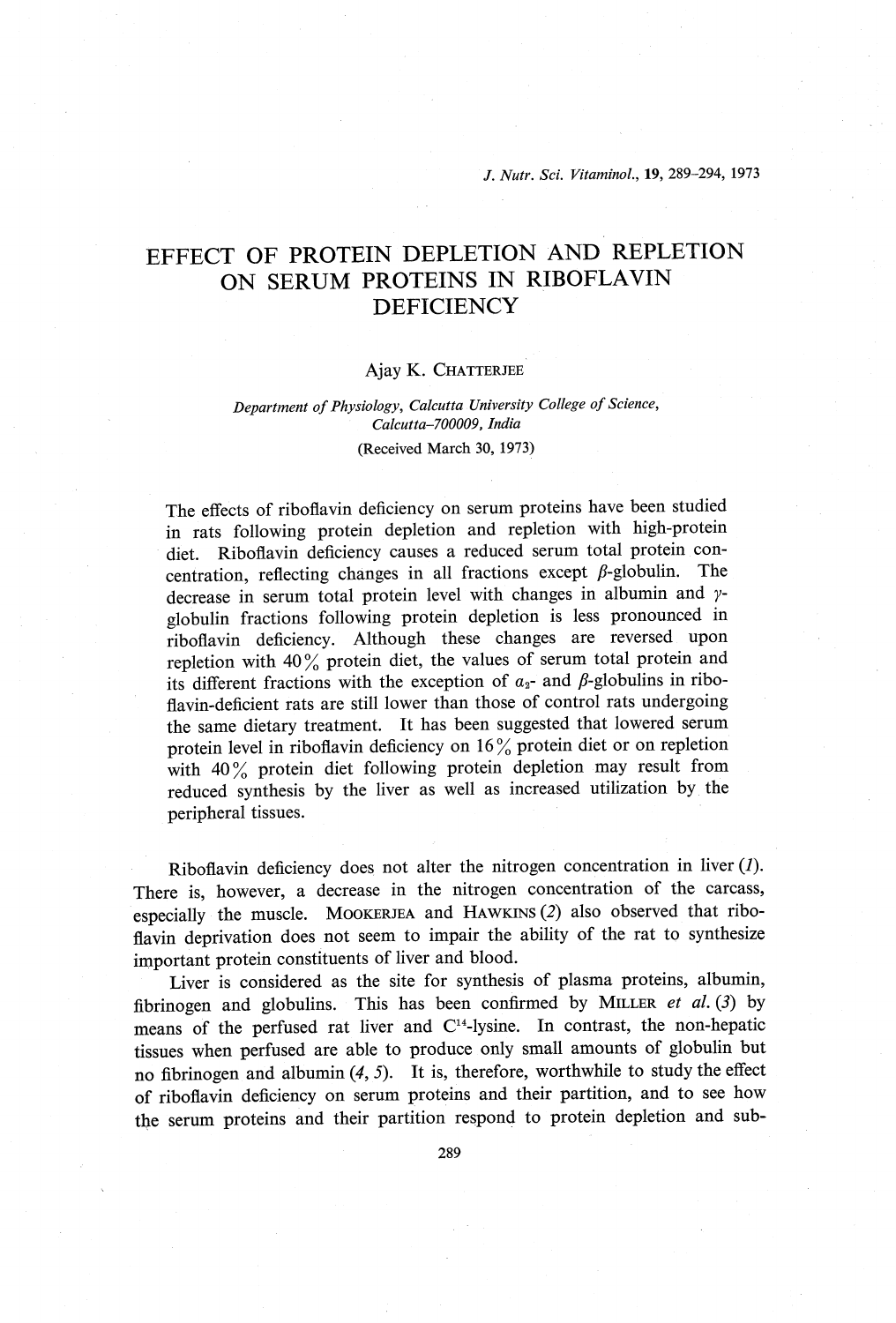# EFFECT OF PROTEIN DEPLETION AND REPLETION ON SERUM PROTEINS IN RIBOFLAVIN DEFICIENCY

Ajay K. Chatterjee

*Department of Physiology, Calcutta University College of Science, Calcutta–700009, India*

(Received March 30, 1973)

The effects of riboflavin deficiency on serum proteins have been studied in rats following protein depletion and repletion with high-protein diet. Riboflavin deficiency causes a reduced serum total protein concentration, reflecting changes in all fractions except $\beta$-globulin. The decrease in serum total protein level with changes in albumin and $\gamma$-globulin fractions following protein depletion is less pronounced in riboflavin deficiency. Although these changes are reversed upon repletion with 40% protein diet, the values of serum total protein and its different fractions with the exception of $\alpha_2$- and $\beta$-globulins in riboflavin-deficient rats are still lower than those of control rats undergoing the same dietary treatment. It has been suggested that lowered serum protein level in riboflavin deficiency on 16% protein diet or on repletion with 40% protein diet following protein depletion may result from reduced synthesis by the liver as well as increased utilization by the peripheral tissues.

Riboflavin deficiency does not alter the nitrogen concentration in liver (*1*). There is, however, a decrease in the nitrogen concentration of the carcass, especially the muscle. Mookerjea and Hawkins (*2*) also observed that riboflavin deprivation does not seem to impair the ability of the rat to synthesize important protein constituents of liver and blood.

Liver is considered as the site for synthesis of plasma proteins, albumin, fibrinogen and globulins. This has been confirmed by Miller *et al.* (*3*) by means of the perfused rat liver and $C^{14}$-lysine. In contrast, the non-hepatic tissues when perfused are able to produce only small amounts of globulin but no fibrinogen and albumin (*4*, *5*). It is, therefore, worthwhile to study the effect of riboflavin deficiency on serum proteins and their partition, and to see how the serum proteins and their partition respond to protein depletion and sub-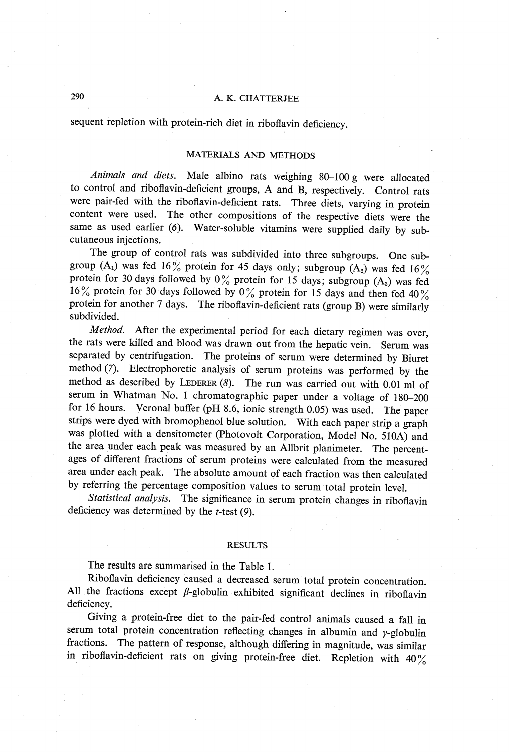sequent repletion with protein-rich diet in riboflavin deficiency.

## MATERIALS AND METHODS

*Animals and diets.* Male albino rats weighing 80–100 g were allocated to control and riboflavin-deficient groups, A and B, respectively. Control rats were pair-fed with the riboflavin-deficient rats. Three diets, varying in protein content were used. The other compositions of the respective diets were the same as used earlier (*6*). Water-soluble vitamins were supplied daily by subcutaneous injections.

The group of control rats was subdivided into three subgroups. One subgroup ($A_1$) was fed 16% protein for 45 days only; subgroup ($A_2$) was fed 16% protein for 30 days followed by 0% protein for 15 days; subgroup ($A_3$) was fed 16% protein for 30 days followed by 0% protein for 15 days and then fed 40% protein for another 7 days. The riboflavin-deficient rats (group B) were similarly subdivided.

*Method.* After the experimental period for each dietary regimen was over, the rats were killed and blood was drawn out from the hepatic vein. Serum was separated by centrifugation. The proteins of serum were determined by Biuret method (*7*). Electrophoretic analysis of serum proteins was performed by the method as described by LEDERER (*8*). The run was carried out with 0.01 ml of serum in Whatman No. 1 chromatographic paper under a voltage of 180–200 for 16 hours. Veronal buffer (pH 8.6, ionic strength 0.05) was used. The paper strips were dyed with bromophenol blue solution. With each paper strip a graph was plotted with a densitometer (Photovolt Corporation, Model No. 510A) and the area under each peak was measured by an Allbrit planimeter. The percentages of different fractions of serum proteins were calculated from the measured area under each peak. The absolute amount of each fraction was then calculated by referring the percentage composition values to serum total protein level.

*Statistical analysis.* The significance in serum protein changes in riboflavin deficiency was determined by the *t*-test (*9*).

## RESULTS

The results are summarised in the Table 1.

Riboflavin deficiency caused a decreased serum total protein concentration. All the fractions except $\beta$-globulin exhibited significant declines in riboflavin deficiency.

Giving a protein-free diet to the pair-fed control animals caused a fall in serum total protein concentration reflecting changes in albumin and $\gamma$-globulin fractions. The pattern of response, although differing in magnitude, was similar in riboflavin-deficient rats on giving protein-free diet. Repletion with 40%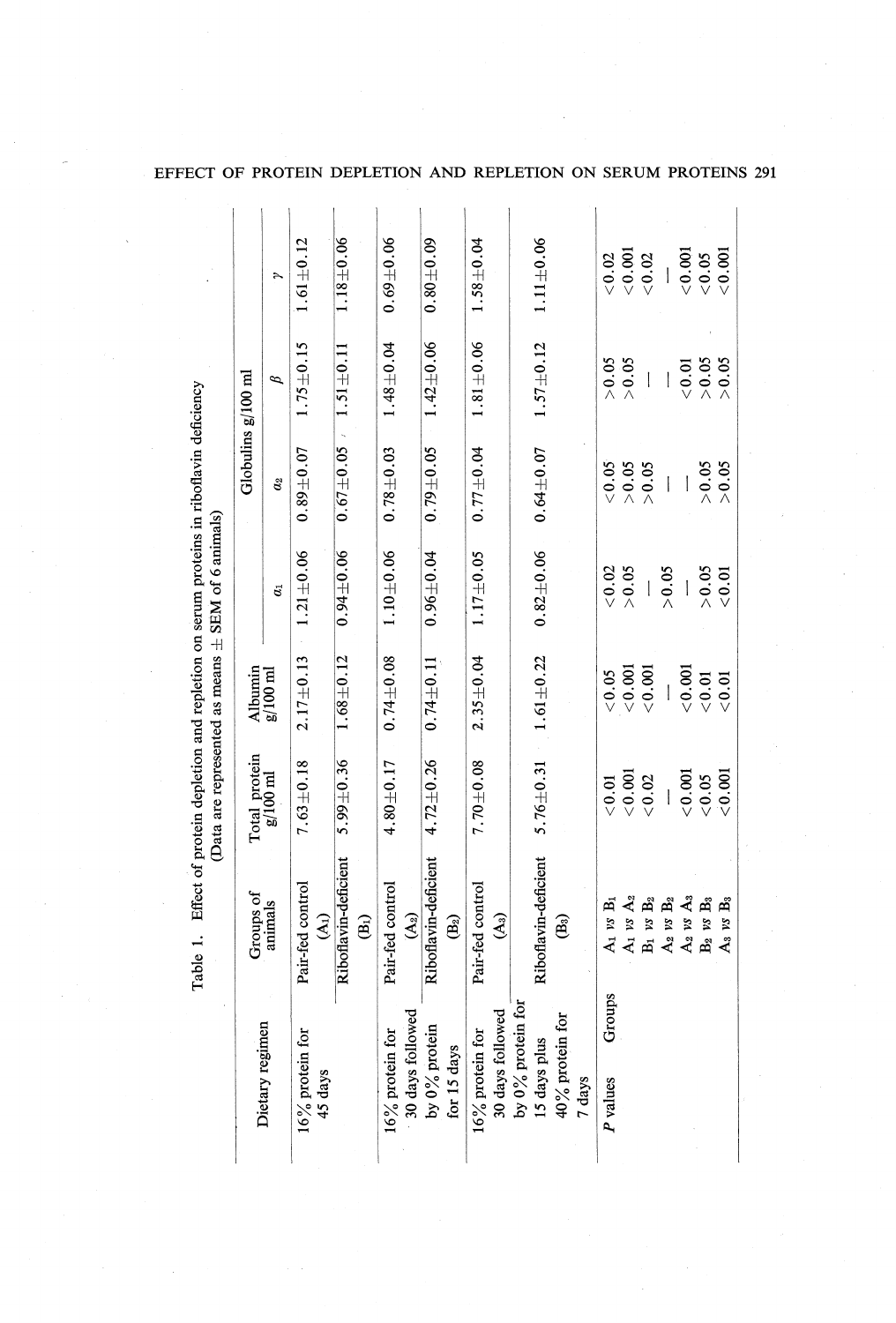Table 1. Effect of protein depletion and repletion on serum proteins in riboflavin deficiency
(Data are represented as means ± SEM of 6 animals)

| Dietary regimen | Groups of animals | Total protein g/100 ml | Albumin g/100 ml | Globulins g/100 ml | | | |
|---|---|---|---|---|---|---|---|
| | | | | $\alpha_1$ | $\alpha_2$ | $\beta$ | $\gamma$ |
| 16% protein for 45 days | Pair-fed control ($A_1$) | 7.63±0.18 | 2.17±0.13 | 1.21±0.06 | 0.89±0.07 | 1.75±0.15 | 1.61±0.12 |
| | Riboflavin-deficient ($B_1$) | 5.99±0.36 | 1.68±0.12 | 0.94±0.06 | 0.67±0.05 | 1.51±0.11 | 1.18±0.06 |
| 16% protein for 30 days followed by 0% protein for 15 days | Pair-fed control ($A_2$) | 4.80±0.17 | 0.74±0.08 | 1.10±0.06 | 0.78±0.03 | 1.48±0.04 | 0.69±0.06 |
| | Riboflavin-deficient ($B_2$) | 4.72±0.26 | 0.74±0.11 | 0.96±0.04 | 0.79±0.05 | 1.42±0.06 | 0.80±0.09 |
| 16% protein for 30 days followed by 0% protein for 15 days plus 40% protein for 7 days | Pair-fed control ($A_3$) | 7.70±0.08 | 2.35±0.04 | 1.17±0.05 | 0.77±0.04 | 1.81±0.06 | 1.58±0.04 |
| | Riboflavin-deficient ($B_3$) | 5.76±0.31 | 1.61±0.22 | 0.82±0.06 | 0.64±0.07 | 1.57±0.12 | 1.11±0.06 |
| *P* values Groups | $A_1$ *vs* $B_1$ | <0.01 | <0.05 | <0.02 | <0.05 | >0.05 | <0.02 |
| | $A_1$ *vs* $A_2$ | <0.001 | <0.001 | >0.05 | >0.05 | >0.05 | <0.001 |
| | $B_1$ *vs* $B_2$ | <0.02 | <0.001 | — | >0.05 | — | <0.02 |
| | $A_2$ *vs* $B_2$ | — | — | >0.05 | — | — | — |
| | $A_2$ *vs* $A_3$ | <0.001 | <0.001 | — | — | <0.01 | <0.001 |
| | $B_2$ *vs* $B_3$ | <0.05 | <0.01 | >0.05 | >0.05 | >0.05 | <0.05 |
| | $A_3$ *vs* $B_3$ | <0.001 | <0.01 | <0.01 | >0.05 | >0.05 | <0.001 |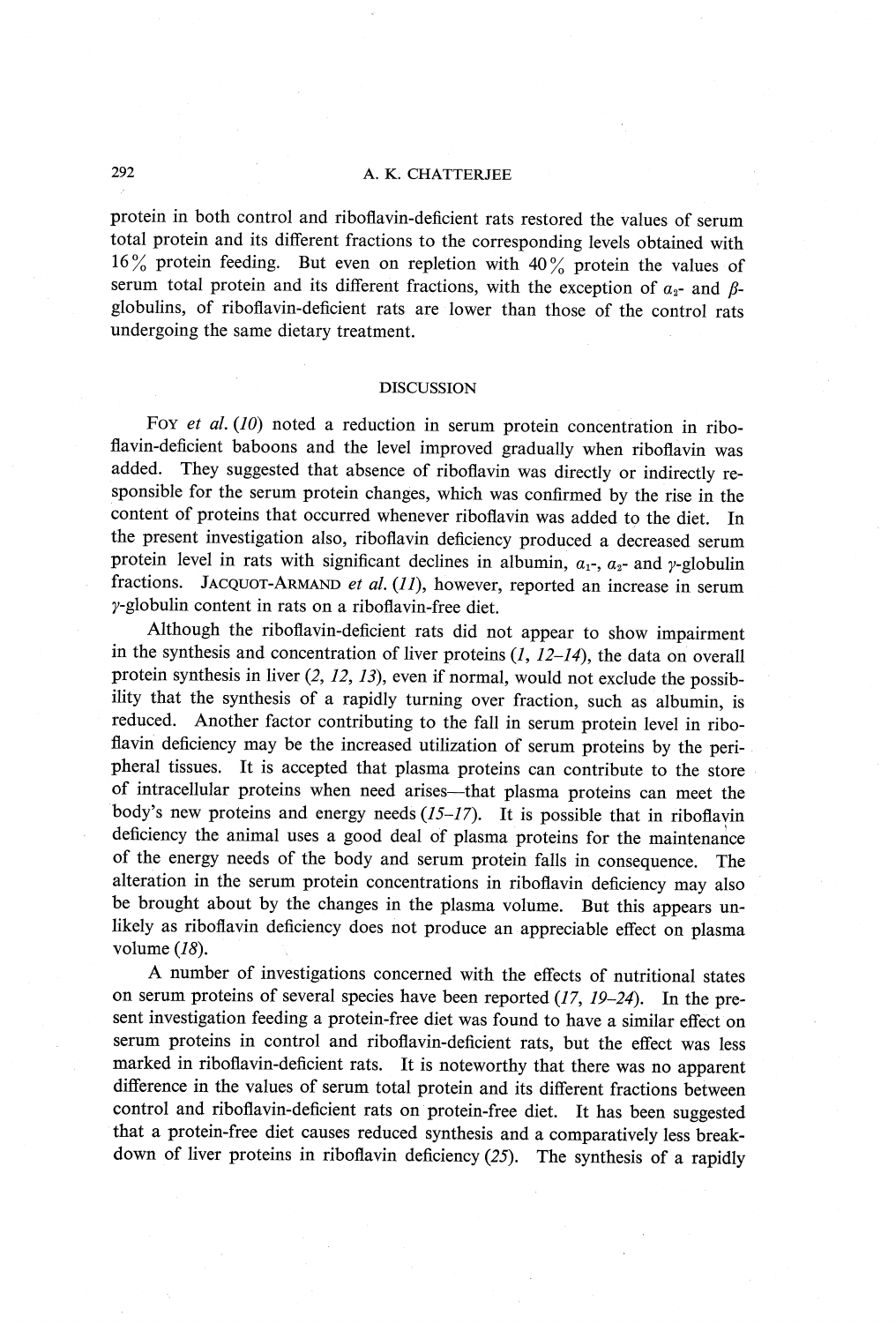protein in both control and riboflavin-deficient rats restored the values of serum total protein and its different fractions to the corresponding levels obtained with 16% protein feeding. But even on repletion with 40% protein the values of serum total protein and its different fractions, with the exception of $\alpha_2$- and $\beta$-globulins, of riboflavin-deficient rats are lower than those of the control rats undergoing the same dietary treatment.

## DISCUSSION

Foy *et al.* (*10*) noted a reduction in serum protein concentration in riboflavin-deficient baboons and the level improved gradually when riboflavin was added. They suggested that absence of riboflavin was directly or indirectly responsible for the serum protein changes, which was confirmed by the rise in the content of proteins that occurred whenever riboflavin was added to the diet. In the present investigation also, riboflavin deficiency produced a decreased serum protein level in rats with significant declines in albumin, $\alpha_1$-, $\alpha_2$- and $\gamma$-globulin fractions. Jacquot-Armand *et al.* (*11*), however, reported an increase in serum $\gamma$-globulin content in rats on a riboflavin-free diet.

Although the riboflavin-deficient rats did not appear to show impairment in the synthesis and concentration of liver proteins (*1, 12–14*), the data on overall protein synthesis in liver (*2, 12, 13*), even if normal, would not exclude the possibility that the synthesis of a rapidly turning over fraction, such as albumin, is reduced. Another factor contributing to the fall in serum protein level in riboflavin deficiency may be the increased utilization of serum proteins by the peripheral tissues. It is accepted that plasma proteins can contribute to the store of intracellular proteins when need arises—that plasma proteins can meet the body's new proteins and energy needs (*15–17*). It is possible that in riboflavin deficiency the animal uses a good deal of plasma proteins for the maintenance of the energy needs of the body and serum protein falls in consequence. The alteration in the serum protein concentrations in riboflavin deficiency may also be brought about by the changes in the plasma volume. But this appears unlikely as riboflavin deficiency does not produce an appreciable effect on plasma volume (*18*).

A number of investigations concerned with the effects of nutritional states on serum proteins of several species have been reported (*17, 19–24*). In the present investigation feeding a protein-free diet was found to have a similar effect on serum proteins in control and riboflavin-deficient rats, but the effect was less marked in riboflavin-deficient rats. It is noteworthy that there was no apparent difference in the values of serum total protein and its different fractions between control and riboflavin-deficient rats on protein-free diet. It has been suggested that a protein-free diet causes reduced synthesis and a comparatively less breakdown of liver proteins in riboflavin deficiency (*25*). The synthesis of a rapidly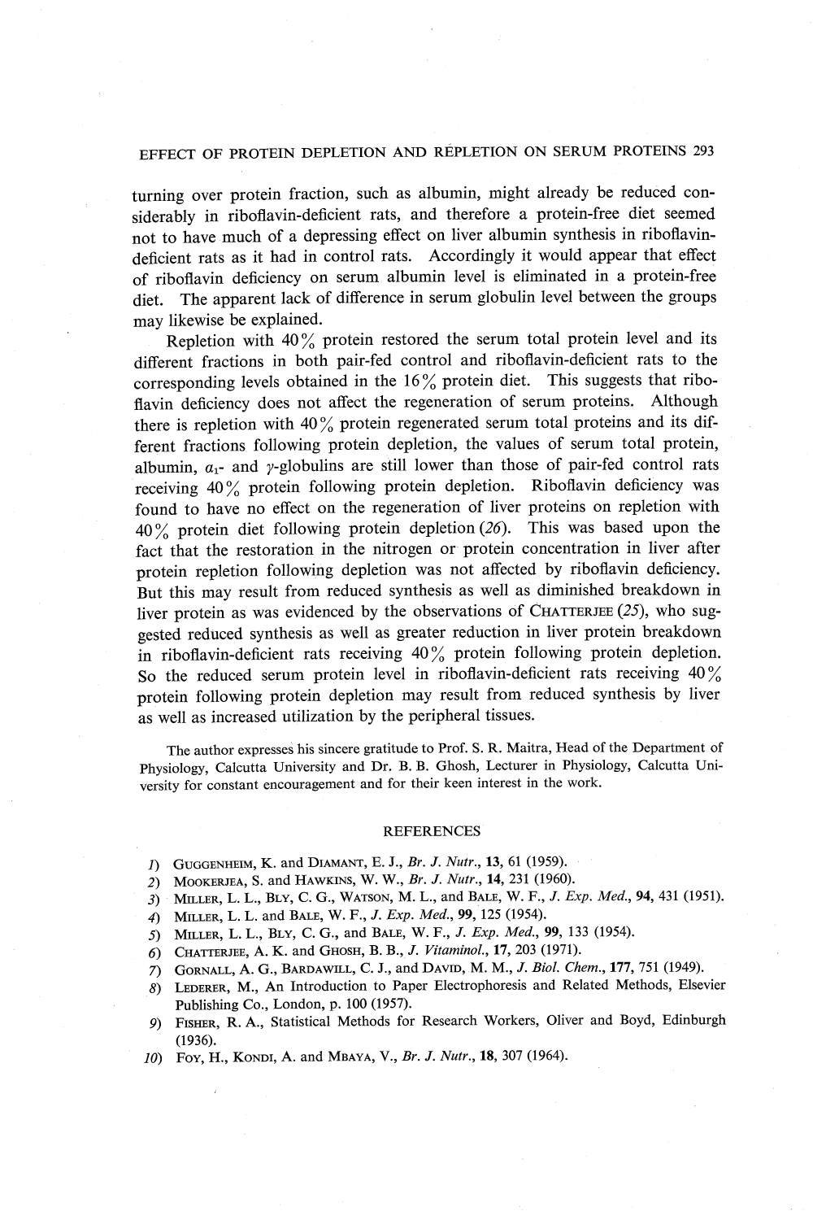turning over protein fraction, such as albumin, might already be reduced considerably in riboflavin-deficient rats, and therefore a protein-free diet seemed not to have much of a depressing effect on liver albumin synthesis in riboflavin-deficient rats as it had in control rats. Accordingly it would appear that effect of riboflavin deficiency on serum albumin level is eliminated in a protein-free diet. The apparent lack of difference in serum globulin level between the groups may likewise be explained.

Repletion with 40% protein restored the serum total protein level and its different fractions in both pair-fed control and riboflavin-deficient rats to the corresponding levels obtained in the 16% protein diet. This suggests that riboflavin deficiency does not affect the regeneration of serum proteins. Although there is repletion with 40% protein regenerated serum total proteins and its different fractions following protein depletion, the values of serum total protein, albumin, $\alpha_1$- and $\gamma$-globulins are still lower than those of pair-fed control rats receiving 40% protein following protein depletion. Riboflavin deficiency was found to have no effect on the regeneration of liver proteins on repletion with 40% protein diet following protein depletion (*26*). This was based upon the fact that the restoration in the nitrogen or protein concentration in liver after protein repletion following depletion was not affected by riboflavin deficiency. But this may result from reduced synthesis as well as diminished breakdown in liver protein as was evidenced by the observations of Chatterjee (*25*), who suggested reduced synthesis as well as greater reduction in liver protein breakdown in riboflavin-deficient rats receiving 40% protein following protein depletion. So the reduced serum protein level in riboflavin-deficient rats receiving 40% protein following protein depletion may result from reduced synthesis by liver as well as increased utilization by the peripheral tissues.

The author expresses his sincere gratitude to Prof. S. R. Maitra, Head of the Department of Physiology, Calcutta University and Dr. B. B. Ghosh, Lecturer in Physiology, Calcutta University for constant encouragement and for their keen interest in the work.

## REFERENCES

1) Guggenheim, K. and Diamant, E. J., *Br. J. Nutr.*, **13**, 61 (1959).
2) Mookerjea, S. and Hawkins, W. W., *Br. J. Nutr.*, **14**, 231 (1960).
3) Miller, L. L., Bly, C. G., Watson, M. L., and Bale, W. F., *J. Exp. Med.*, **94**, 431 (1951).
4) Miller, L. L. and Bale, W. F., *J. Exp. Med.*, **99**, 125 (1954).
5) Miller, L. L., Bly, C. G., and Bale, W. F., *J. Exp. Med.*, **99**, 133 (1954).
6) Chatterjee, A. K. and Ghosh, B. B., *J. Vitaminol.*, **17**, 203 (1971).
7) Gornall, A. G., Bardawill, C. J., and David, M. M., *J. Biol. Chem.*, **177**, 751 (1949).
8) Lederer, M., An Introduction to Paper Electrophoresis and Related Methods, Elsevier Publishing Co., London, p. 100 (1957).
9) Fisher, R. A., Statistical Methods for Research Workers, Oliver and Boyd, Edinburgh (1936).
10) Foy, H., Kondi, A. and Mbaya, V., *Br. J. Nutr.*, **18**, 307 (1964).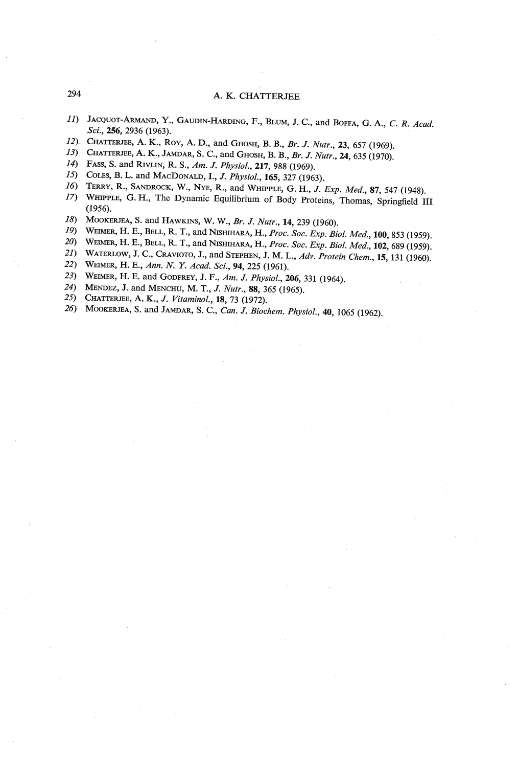11) JACQUOT-ARMAND, Y., GAUDIN-HARDING, F., BLUM, J. C., and BOFFA, G. A., *C. R. Acad. Sci.*, **256**, 2936 (1963).
12) CHATTERJEE, A. K., ROY, A. D., and GHOSH, B. B., *Br. J. Nutr.*, **23**, 657 (1969).
13) CHATTERJEE, A. K., JAMDAR, S. C., and GHOSH, B. B., *Br. J. Nutr.*, **24**, 635 (1970).
14) FASS, S. and RIVLIN, R. S., *Am. J. Physiol.*, **217**, 988 (1969).
15) COLES, B. L. and MACDONALD, I., *J. Physiol.*, **165**, 327 (1963).
16) TERRY, R., SANDROCK, W., NYE, R., and WHIPPLE, G. H., *J. Exp. Med.*, **87**, 547 (1948).
17) WHIPPLE, G. H., The Dynamic Equilibrium of Body Proteins, Thomas, Springfield III (1956).
18) MOOKERJEA, S. and HAWKINS, W. W., *Br. J. Nutr.*, **14**, 239 (1960).
19) WEIMER, H. E., BELL, R. T., and NISHIHARA, H., *Proc. Soc. Exp. Biol. Med.*, **100**, 853 (1959).
20) WEIMER, H. E., BELL, R. T., and NISHIHARA, H., *Proc. Soc. Exp. Biol. Med.*, **102**, 689 (1959).
21) WATERLOW, J. C., CRAVIOTO, J., and STEPHEN, J. M. L., *Adv. Protein Chem.*, **15**, 131 (1960).
22) WEIMER, H. E., *Ann. N. Y. Acad. Sci.*, **94**, 225 (1961).
23) WEIMER, H. E. and GODFREY, J. F., *Am. J. Physiol.*, **206**, 331 (1964).
24) MENDEZ, J. and MENCHU, M. T., *J. Nutr.*, **88**, 365 (1965).
25) CHATTERJEE, A. K., *J. Vitaminol.*, **18**, 73 (1972).
26) MOOKERJEA, S. and JAMDAR, S. C., *Can. J. Biochem. Physiol.*, **40**, 1065 (1962).